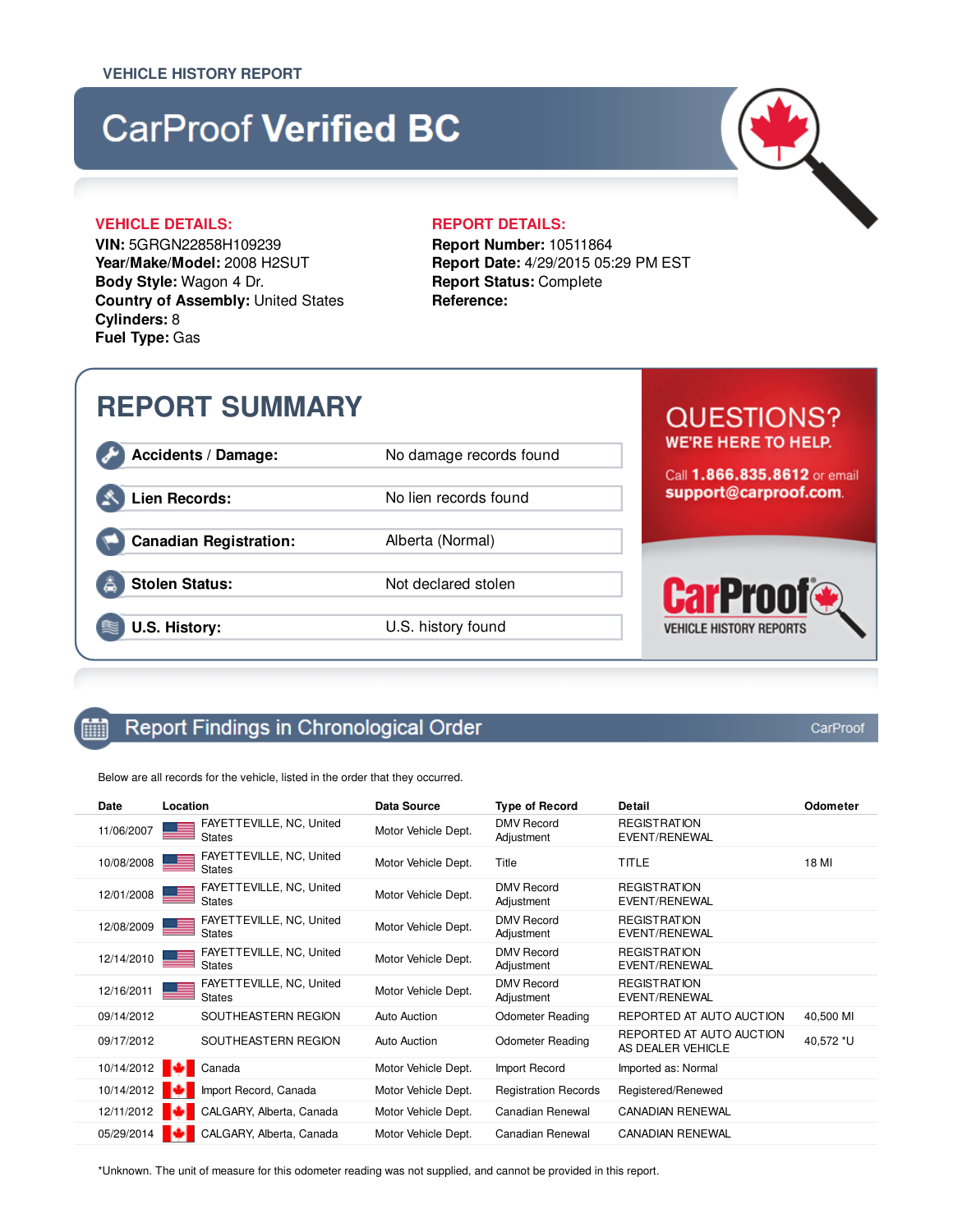VEHICLE HISTORY REPORT

# CarProof **Verified BC**

**VEHICLE DETAILS:**

**VIN:** 5GRGN22858H109239
**Year/Make/Model:** 2008 H2SUT
**Body Style:** Wagon 4 Dr.
**Country of Assembly:** United States
**Cylinders:** 8
**Fuel Type:** Gas

**REPORT DETAILS:**

**Report Number:** 10511864
**Report Date:** 4/29/2015 05:29 PM EST
**Report Status:** Complete
**Reference:**

## REPORT SUMMARY

| | |
|---|---|
| **Accidents / Damage:** | No damage records found |
| **Lien Records:** | No lien records found |
| **Canadian Registration:** | Alberta (Normal) |
| **Stolen Status:** | Not declared stolen |
| **U.S. History:** | U.S. history found |

QUESTIONS?
WE'RE HERE TO HELP.

Call **1.866.835.8612** or email **support@carproof.com**.

CarProof VEHICLE HISTORY REPORTS

## Report Findings in Chronological Order

CarProof

Below are all records for the vehicle, listed in the order that they occurred.

| Date | Location | Data Source | Type of Record | Detail | Odometer |
|---|---|---|---|---|---|
| 11/06/2007 | FAYETTEVILLE, NC, United States | Motor Vehicle Dept. | DMV Record Adjustment | REGISTRATION EVENT/RENEWAL | |
| 10/08/2008 | FAYETTEVILLE, NC, United States | Motor Vehicle Dept. | Title | TITLE | 18 MI |
| 12/01/2008 | FAYETTEVILLE, NC, United States | Motor Vehicle Dept. | DMV Record Adjustment | REGISTRATION EVENT/RENEWAL | |
| 12/08/2009 | FAYETTEVILLE, NC, United States | Motor Vehicle Dept. | DMV Record Adjustment | REGISTRATION EVENT/RENEWAL | |
| 12/14/2010 | FAYETTEVILLE, NC, United States | Motor Vehicle Dept. | DMV Record Adjustment | REGISTRATION EVENT/RENEWAL | |
| 12/16/2011 | FAYETTEVILLE, NC, United States | Motor Vehicle Dept. | DMV Record Adjustment | REGISTRATION EVENT/RENEWAL | |
| 09/14/2012 | SOUTHEASTERN REGION | Auto Auction | Odometer Reading | REPORTED AT AUTO AUCTION | 40,500 MI |
| 09/17/2012 | SOUTHEASTERN REGION | Auto Auction | Odometer Reading | REPORTED AT AUTO AUCTION AS DEALER VEHICLE | 40,572 *U |
| 10/14/2012 | Canada | Motor Vehicle Dept. | Import Record | Imported as: Normal | |
| 10/14/2012 | Import Record, Canada | Motor Vehicle Dept. | Registration Records | Registered/Renewed | |
| 12/11/2012 | CALGARY, Alberta, Canada | Motor Vehicle Dept. | Canadian Renewal | CANADIAN RENEWAL | |
| 05/29/2014 | CALGARY, Alberta, Canada | Motor Vehicle Dept. | Canadian Renewal | CANADIAN RENEWAL | |

*Unknown. The unit of measure for this odometer reading was not supplied, and cannot be provided in this report.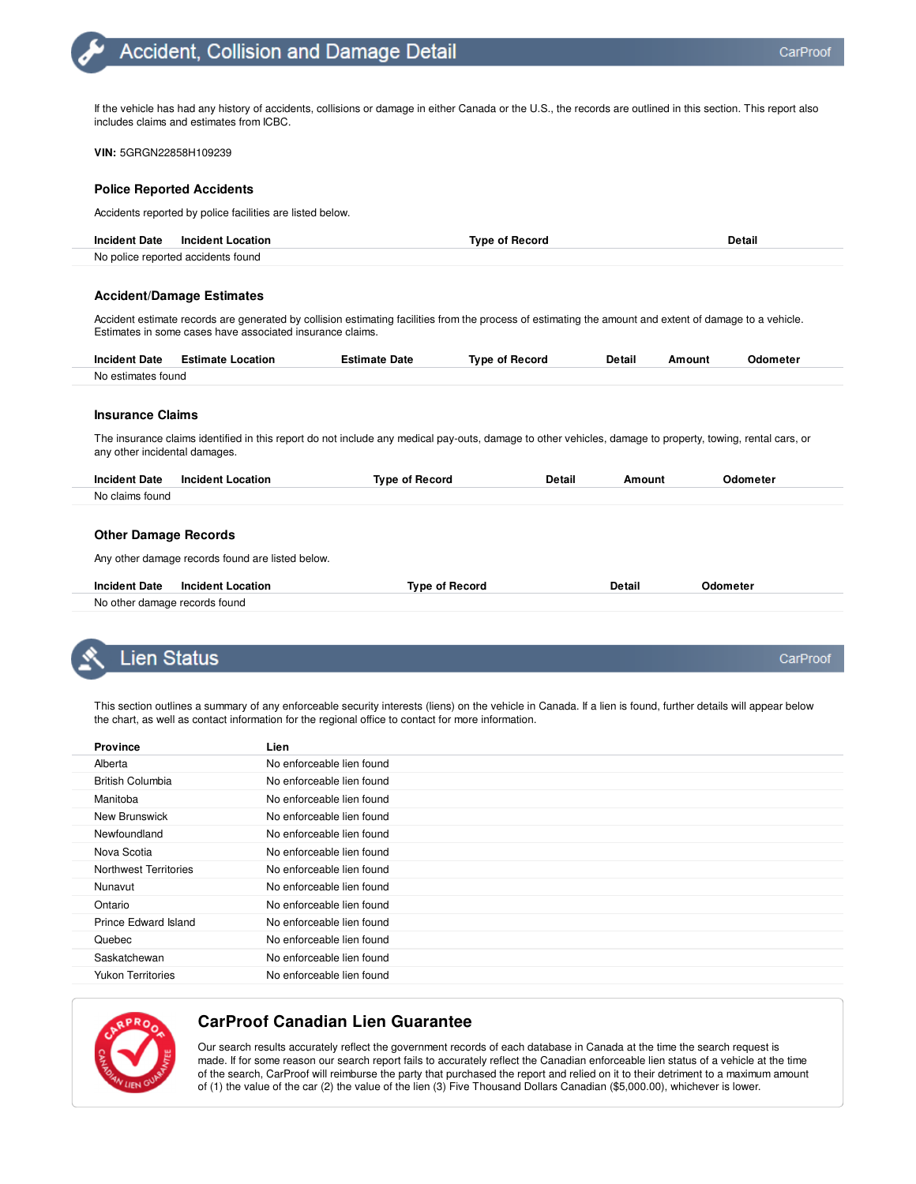## Accident, Collision and Damage Detail

CarProof

If the vehicle has had any history of accidents, collisions or damage in either Canada or the U.S., the records are outlined in this section. This report also includes claims and estimates from ICBC.

**VIN:** 5GRGN22858H109239

### Police Reported Accidents

Accidents reported by police facilities are listed below.

| Incident Date | Incident Location | Type of Record | Detail |
|---|---|---|---|
| No police reported accidents found | | | |

### Accident/Damage Estimates

Accident estimate records are generated by collision estimating facilities from the process of estimating the amount and extent of damage to a vehicle. Estimates in some cases have associated insurance claims.

| Incident Date | Estimate Location | Estimate Date | Type of Record | Detail | Amount | Odometer |
|---|---|---|---|---|---|---|
| No estimates found | | | | | | |

### Insurance Claims

The insurance claims identified in this report do not include any medical pay-outs, damage to other vehicles, damage to property, towing, rental cars, or any other incidental damages.

| Incident Date | Incident Location | Type of Record | Detail | Amount | Odometer |
|---|---|---|---|---|---|
| No claims found | | | | | |

### Other Damage Records

Any other damage records found are listed below.

| Incident Date | Incident Location | Type of Record | Detail | Odometer |
|---|---|---|---|---|
| No other damage records found | | | | |

## Lien Status

CarProof

This section outlines a summary of any enforceable security interests (liens) on the vehicle in Canada. If a lien is found, further details will appear below the chart, as well as contact information for the regional office to contact for more information.

| Province | Lien |
|---|---|
| Alberta | No enforceable lien found |
| British Columbia | No enforceable lien found |
| Manitoba | No enforceable lien found |
| New Brunswick | No enforceable lien found |
| Newfoundland | No enforceable lien found |
| Nova Scotia | No enforceable lien found |
| Northwest Territories | No enforceable lien found |
| Nunavut | No enforceable lien found |
| Ontario | No enforceable lien found |
| Prince Edward Island | No enforceable lien found |
| Quebec | No enforceable lien found |
| Saskatchewan | No enforceable lien found |
| Yukon Territories | No enforceable lien found |

### CarProof Canadian Lien Guarantee

Our search results accurately reflect the government records of each database in Canada at the time the search request is made. If for some reason our search report fails to accurately reflect the Canadian enforceable lien status of a vehicle at the time of the search, CarProof will reimburse the party that purchased the report and relied on it to their detriment to a maximum amount of (1) the value of the car (2) the value of the lien (3) Five Thousand Dollars Canadian ($5,000.00), whichever is lower.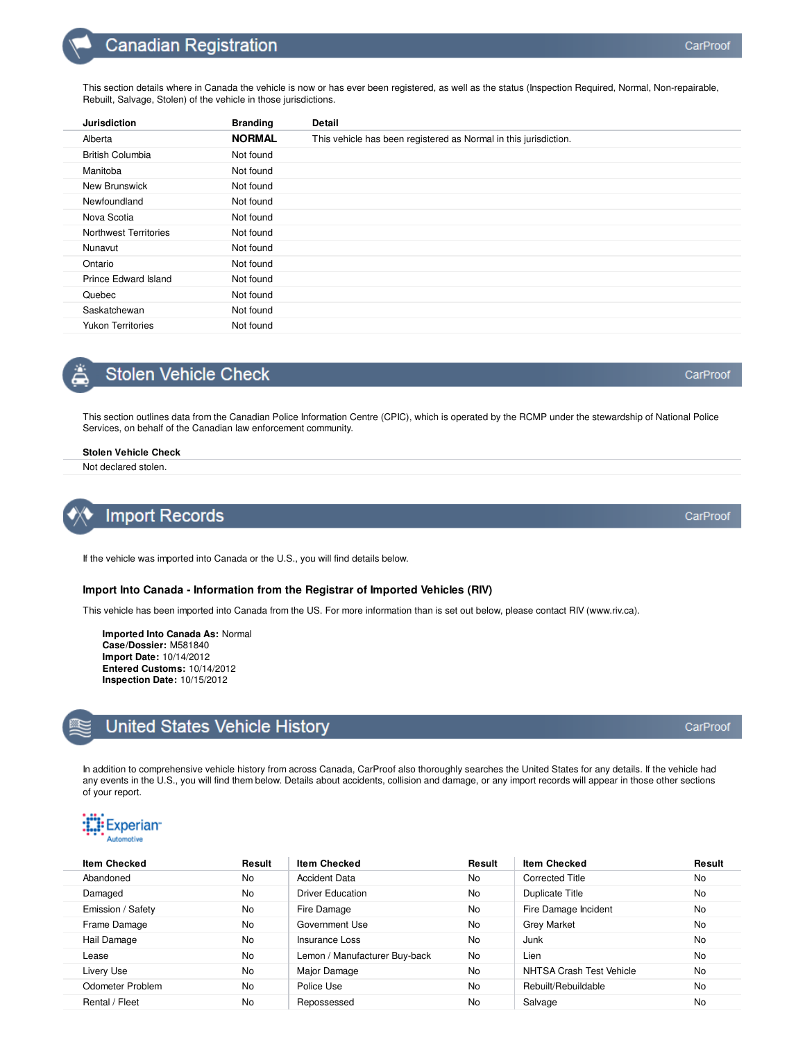## Canadian Registration

This section details where in Canada the vehicle is now or has ever been registered, as well as the status (Inspection Required, Normal, Non-repairable, Rebuilt, Salvage, Stolen) of the vehicle in those jurisdictions.

| Jurisdiction | Branding | Detail |
| --- | --- | --- |
| Alberta | **NORMAL** | This vehicle has been registered as Normal in this jurisdiction. |
| British Columbia | Not found | |
| Manitoba | Not found | |
| New Brunswick | Not found | |
| Newfoundland | Not found | |
| Nova Scotia | Not found | |
| Northwest Territories | Not found | |
| Nunavut | Not found | |
| Ontario | Not found | |
| Prince Edward Island | Not found | |
| Quebec | Not found | |
| Saskatchewan | Not found | |
| Yukon Territories | Not found | |

## Stolen Vehicle Check

This section outlines data from the Canadian Police Information Centre (CPIC), which is operated by the RCMP under the stewardship of National Police Services, on behalf of the Canadian law enforcement community.

**Stolen Vehicle Check**

Not declared stolen.

## Import Records

If the vehicle was imported into Canada or the U.S., you will find details below.

### Import Into Canada - Information from the Registrar of Imported Vehicles (RIV)

This vehicle has been imported into Canada from the US. For more information than is set out below, please contact RIV (www.riv.ca).

**Imported Into Canada As:** Normal
**Case/Dossier:** M581840
**Import Date:** 10/14/2012
**Entered Customs:** 10/14/2012
**Inspection Date:** 10/15/2012

## United States Vehicle History

In addition to comprehensive vehicle history from across Canada, CarProof also thoroughly searches the United States for any details. If the vehicle had any events in the U.S., you will find them below. Details about accidents, collision and damage, or any import records will appear in those other sections of your report.

Experian Automotive

| Item Checked | Result | Item Checked | Result | Item Checked | Result |
| --- | --- | --- | --- | --- | --- |
| Abandoned | No | Accident Data | No | Corrected Title | No |
| Damaged | No | Driver Education | No | Duplicate Title | No |
| Emission / Safety | No | Fire Damage | No | Fire Damage Incident | No |
| Frame Damage | No | Government Use | No | Grey Market | No |
| Hail Damage | No | Insurance Loss | No | Junk | No |
| Lease | No | Lemon / Manufacturer Buy-back | No | Lien | No |
| Livery Use | No | Major Damage | No | NHTSA Crash Test Vehicle | No |
| Odometer Problem | No | Police Use | No | Rebuilt/Rebuildable | No |
| Rental / Fleet | No | Repossessed | No | Salvage | No |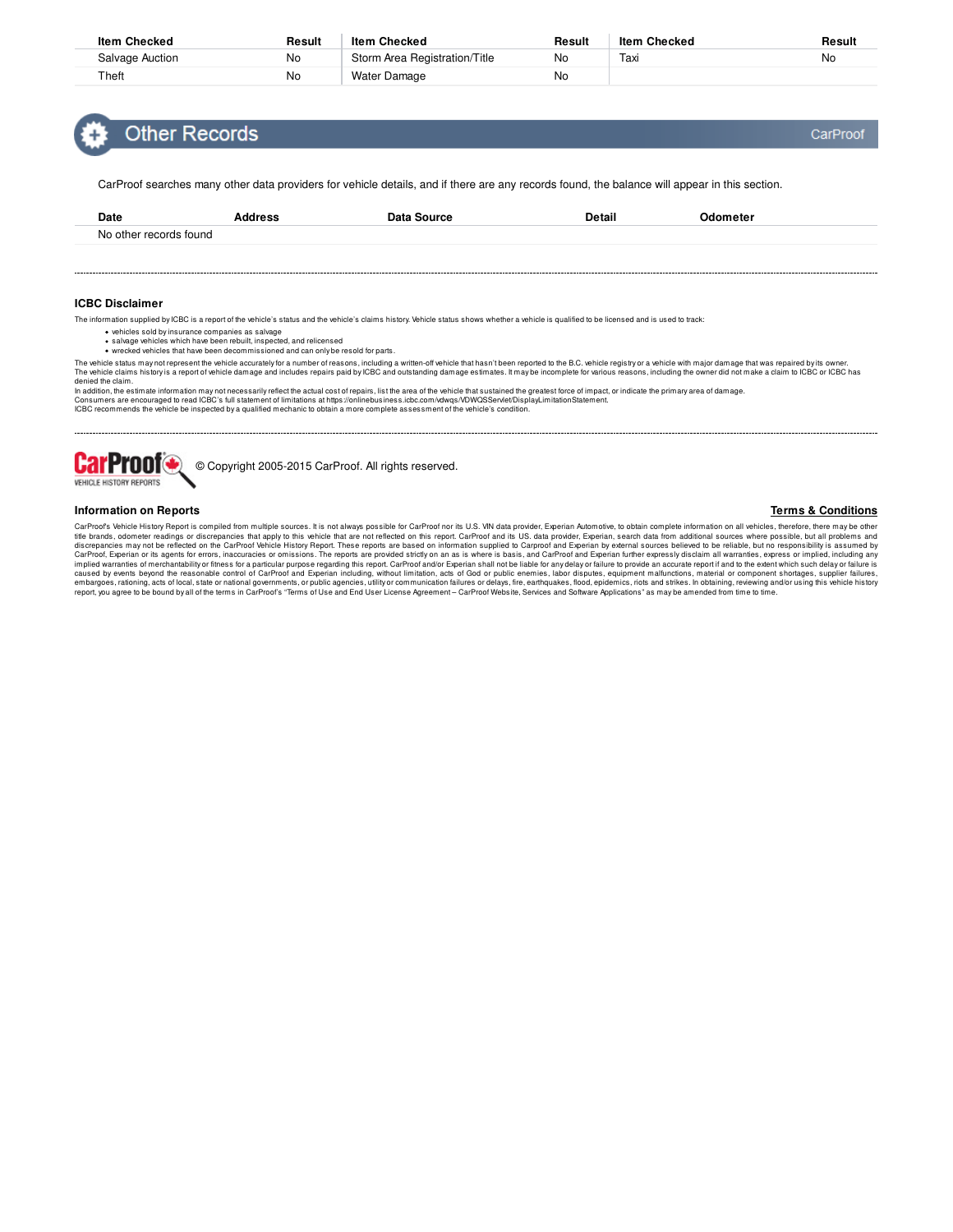| Item Checked | Result | Item Checked | Result | Item Checked | Result |
|---|---|---|---|---|---|
| Salvage Auction | No | Storm Area Registration/Title | No | Taxi | No |
| Theft | No | Water Damage | No | | |

## Other Records

CarProof

CarProof searches many other data providers for vehicle details, and if there are any records found, the balance will appear in this section.

| Date | Address | Data Source | Detail | Odometer |
|---|---|---|---|---|
| No other records found | | | | |

### ICBC Disclaimer

The information supplied by ICBC is a report of the vehicle's status and the vehicle's claims history. Vehicle status shows whether a vehicle is qualified to be licensed and is used to track:

- vehicles sold by insurance companies as salvage
- salvage vehicles which have been rebuilt, inspected, and relicensed
- wrecked vehicles that have been decommissioned and can only be resold for parts.

The vehicle status may not represent the vehicle accurately for a number of reasons, including a written-off vehicle that hasn't been reported to the B.C. vehicle registry or a vehicle with major damage that was repaired by its owner.
The vehicle claims history is a report of vehicle damage and includes repairs paid by ICBC and outstanding damage estimates. It may be incomplete for various reasons, including the owner did not make a claim to ICBC or ICBC has denied the claim.
In addition, the estimate information may not necessarily reflect the actual cost of repairs, list the area of the vehicle that sustained the greatest force of impact, or indicate the primary area of damage.
Consumers are encouraged to read ICBC's full statement of limitations at https://onlinebusiness.icbc.com/vdwqs/VDWQSServlet/DisplayLimitationStatement.
ICBC recommends the vehicle be inspected by a qualified mechanic to obtain a more complete assessment of the vehicle's condition.

CarProof VEHICLE HISTORY REPORTS © Copyright 2005-2015 CarProof. All rights reserved.

### Information on Reports

**Terms & Conditions**

CarProof's Vehicle History Report is compiled from multiple sources. It is not always possible for CarProof nor its U.S. VIN data provider, Experian Automotive, to obtain complete information on all vehicles, therefore, there may be other title brands, odometer readings or discrepancies that apply to this vehicle that are not reflected on this report. CarProof and its US. data provider, Experian, search data from additional sources where possible, but all problems and discrepancies may not be reflected on the CarProof Vehicle History Report. These reports are based on information supplied to Carproof and Experian by external sources believed to be reliable, but no responsibility is assumed by CarProof, Experian or its agents for errors, inaccuracies or omissions. The reports are provided strictly on an as is where is basis, and CarProof and Experian further expressly disclaim all warranties, express or implied, including any implied warranties of merchantability or fitness for a particular purpose regarding this report. CarProof and/or Experian shall not be liable for any delay or failure to provide an accurate report if and to the extent which such delay or failure is caused by events beyond the reasonable control of CarProof and Experian including, without limitation, acts of God or public enemies, labor disputes, equipment malfunctions, material or component shortages, supplier failures, embargoes, rationing, acts of local, state or national governments, or public agencies, utility or communication failures or delays, fire, earthquakes, flood, epidemics, riots and strikes. In obtaining, reviewing and/or using this vehicle history report, you agree to be bound by all of the terms in CarProof's "Terms of Use and End User License Agreement – CarProof Website, Services and Software Applications" as may be amended from time to time.